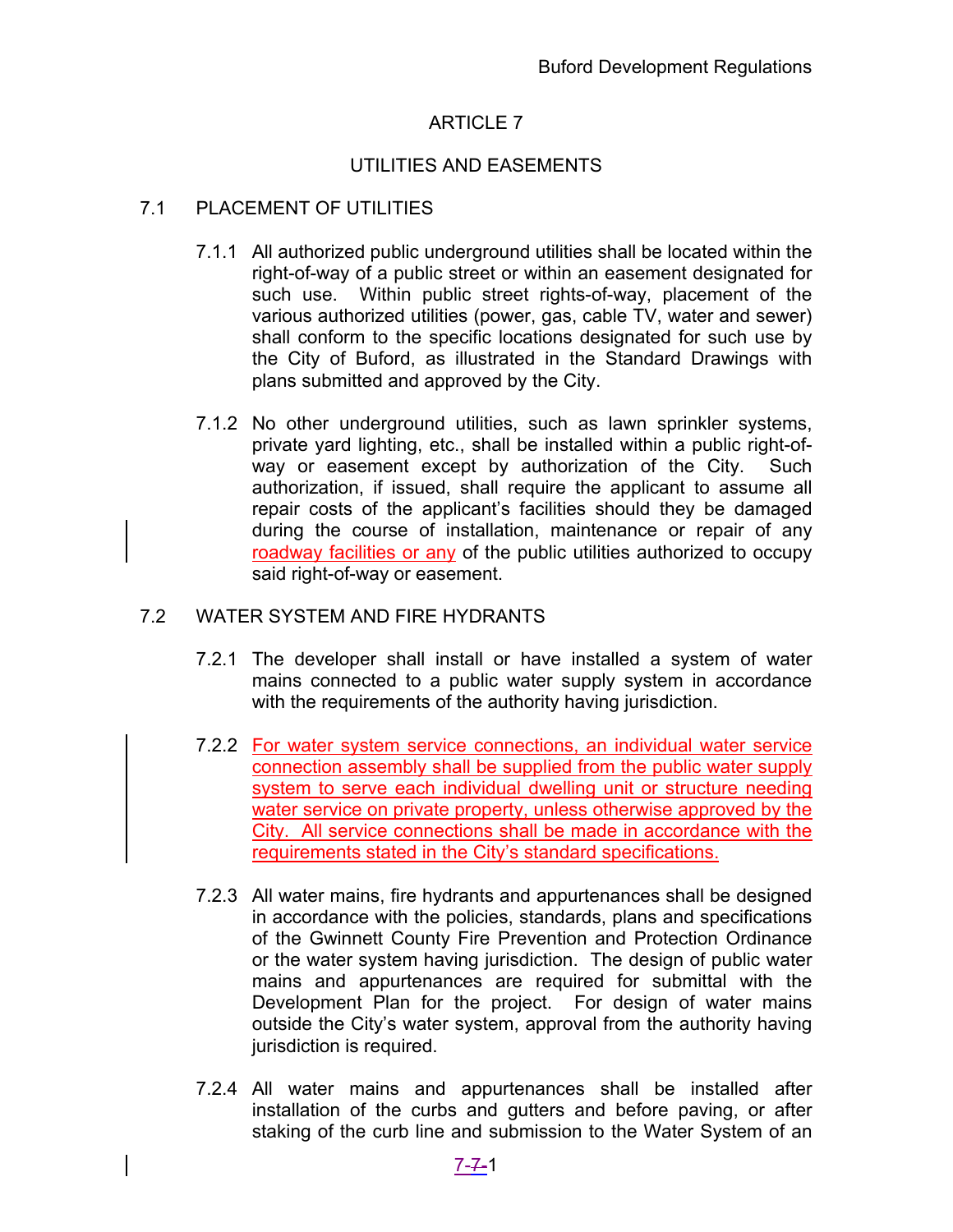# ARTICLE 7

## UTILITIES AND EASEMENTS

### 7.1 PLACEMENT OF UTILITIES

7.1.1 All authorized public underground utilities shall be located within the right-of-way of a public street or within an easement designated for such use. Within public street rights-of-way, placement of the various authorized utilities (power, gas, cable TV, water and sewer) shall conform to the specific locations designated for such use by the City of Buford, as illustrated in the Standard Drawings with plans submitted and approved by the City.

7.1.2 No other underground utilities, such as lawn sprinkler systems, private yard lighting, etc., shall be installed within a public right-of-way or easement except by authorization of the City. Such authorization, if issued, shall require the applicant to assume all repair costs of the applicant's facilities should they be damaged during the course of installation, maintenance or repair of any roadway facilities or any of the public utilities authorized to occupy said right-of-way or easement.

### 7.2 WATER SYSTEM AND FIRE HYDRANTS

7.2.1 The developer shall install or have installed a system of water mains connected to a public water supply system in accordance with the requirements of the authority having jurisdiction.

7.2.2 For water system service connections, an individual water service connection assembly shall be supplied from the public water supply system to serve each individual dwelling unit or structure needing water service on private property, unless otherwise approved by the City. All service connections shall be made in accordance with the requirements stated in the City's standard specifications.

7.2.3 All water mains, fire hydrants and appurtenances shall be designed in accordance with the policies, standards, plans and specifications of the Gwinnett County Fire Prevention and Protection Ordinance or the water system having jurisdiction. The design of public water mains and appurtenances are required for submittal with the Development Plan for the project. For design of water mains outside the City's water system, approval from the authority having jurisdiction is required.

7.2.4 All water mains and appurtenances shall be installed after installation of the curbs and gutters and before paving, or after staking of the curb line and submission to the Water System of an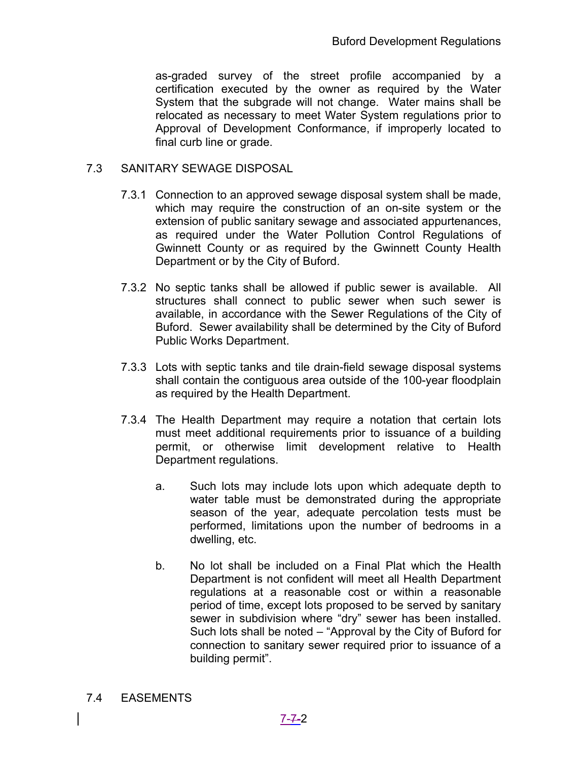as-graded survey of the street profile accompanied by a certification executed by the owner as required by the Water System that the subgrade will not change. Water mains shall be relocated as necessary to meet Water System regulations prior to Approval of Development Conformance, if improperly located to final curb line or grade.

## 7.3 SANITARY SEWAGE DISPOSAL

7.3.1 Connection to an approved sewage disposal system shall be made, which may require the construction of an on-site system or the extension of public sanitary sewage and associated appurtenances, as required under the Water Pollution Control Regulations of Gwinnett County or as required by the Gwinnett County Health Department or by the City of Buford.

7.3.2 No septic tanks shall be allowed if public sewer is available. All structures shall connect to public sewer when such sewer is available, in accordance with the Sewer Regulations of the City of Buford. Sewer availability shall be determined by the City of Buford Public Works Department.

7.3.3 Lots with septic tanks and tile drain-field sewage disposal systems shall contain the contiguous area outside of the 100-year floodplain as required by the Health Department.

7.3.4 The Health Department may require a notation that certain lots must meet additional requirements prior to issuance of a building permit, or otherwise limit development relative to Health Department regulations.

a. Such lots may include lots upon which adequate depth to water table must be demonstrated during the appropriate season of the year, adequate percolation tests must be performed, limitations upon the number of bedrooms in a dwelling, etc.

b. No lot shall be included on a Final Plat which the Health Department is not confident will meet all Health Department regulations at a reasonable cost or within a reasonable period of time, except lots proposed to be served by sanitary sewer in subdivision where "dry" sewer has been installed. Such lots shall be noted – "Approval by the City of Buford for connection to sanitary sewer required prior to issuance of a building permit".

## 7.4 EASEMENTS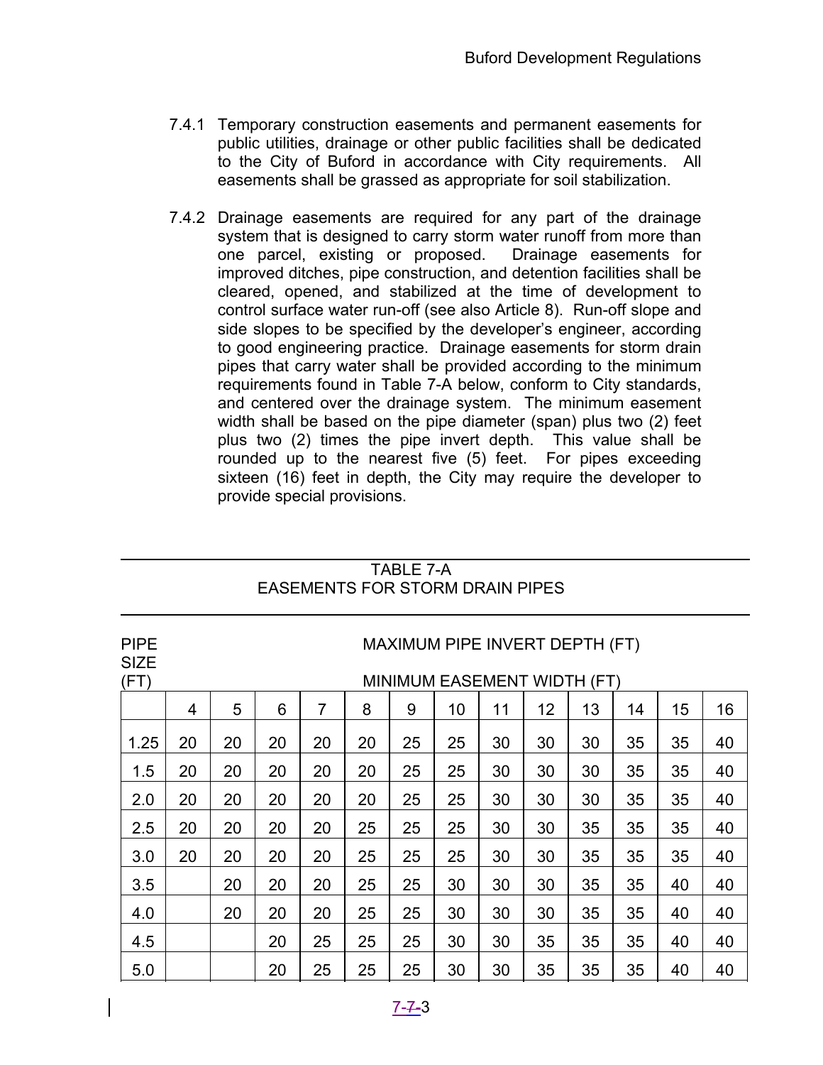7.4.1 Temporary construction easements and permanent easements for public utilities, drainage or other public facilities shall be dedicated to the City of Buford in accordance with City requirements. All easements shall be grassed as appropriate for soil stabilization.

7.4.2 Drainage easements are required for any part of the drainage system that is designed to carry storm water runoff from more than one parcel, existing or proposed. Drainage easements for improved ditches, pipe construction, and detention facilities shall be cleared, opened, and stabilized at the time of development to control surface water run-off (see also Article 8). Run-off slope and side slopes to be specified by the developer's engineer, according to good engineering practice. Drainage easements for storm drain pipes that carry water shall be provided according to the minimum requirements found in Table 7-A below, conform to City standards, and centered over the drainage system. The minimum easement width shall be based on the pipe diameter (span) plus two (2) feet plus two (2) times the pipe invert depth. This value shall be rounded up to the nearest five (5) feet. For pipes exceeding sixteen (16) feet in depth, the City may require the developer to provide special provisions.

**TABLE 7-A**
**EASEMENTS FOR STORM DRAIN PIPES**

| PIPE SIZE (FT) | MAXIMUM PIPE INVERT DEPTH (FT) / MINIMUM EASEMENT WIDTH (FT) | | | | | | | | | | | | |
|---|---|---|---|---|---|---|---|---|---|---|---|---|---|
| | 4 | 5 | 6 | 7 | 8 | 9 | 10 | 11 | 12 | 13 | 14 | 15 | 16 |
| 1.25 | 20 | 20 | 20 | 20 | 20 | 25 | 25 | 30 | 30 | 30 | 35 | 35 | 40 |
| 1.5 | 20 | 20 | 20 | 20 | 20 | 25 | 25 | 30 | 30 | 30 | 35 | 35 | 40 |
| 2.0 | 20 | 20 | 20 | 20 | 20 | 25 | 25 | 30 | 30 | 30 | 35 | 35 | 40 |
| 2.5 | 20 | 20 | 20 | 20 | 25 | 25 | 25 | 30 | 30 | 35 | 35 | 35 | 40 |
| 3.0 | 20 | 20 | 20 | 20 | 25 | 25 | 25 | 30 | 30 | 35 | 35 | 35 | 40 |
| 3.5 | | 20 | 20 | 20 | 25 | 25 | 30 | 30 | 30 | 35 | 35 | 40 | 40 |
| 4.0 | | 20 | 20 | 20 | 25 | 25 | 30 | 30 | 30 | 35 | 35 | 40 | 40 |
| 4.5 | | | 20 | 25 | 25 | 25 | 30 | 30 | 35 | 35 | 35 | 40 | 40 |
| 5.0 | | | 20 | 25 | 25 | 25 | 30 | 30 | 35 | 35 | 35 | 40 | 40 |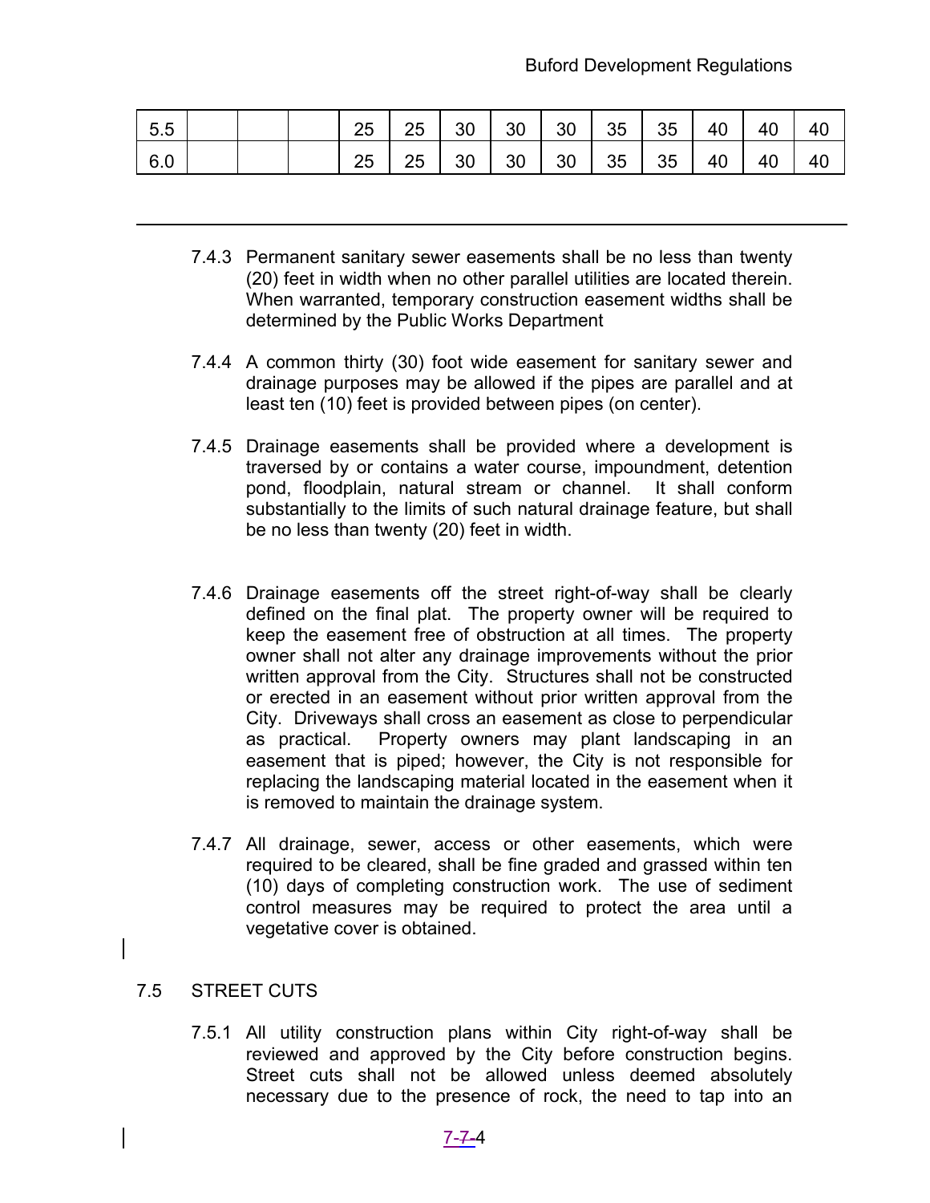| 5.5 | | | | 25 | 25 | 30 | 30 | 30 | 35 | 35 | 40 | 40 | 40 |
|---|---|---|---|---|---|---|---|---|---|---|---|---|---|
| 6.0 | | | | 25 | 25 | 30 | 30 | 30 | 35 | 35 | 40 | 40 | 40 |

7.4.3 Permanent sanitary sewer easements shall be no less than twenty (20) feet in width when no other parallel utilities are located therein. When warranted, temporary construction easement widths shall be determined by the Public Works Department

7.4.4 A common thirty (30) foot wide easement for sanitary sewer and drainage purposes may be allowed if the pipes are parallel and at least ten (10) feet is provided between pipes (on center).

7.4.5 Drainage easements shall be provided where a development is traversed by or contains a water course, impoundment, detention pond, floodplain, natural stream or channel. It shall conform substantially to the limits of such natural drainage feature, but shall be no less than twenty (20) feet in width.

7.4.6 Drainage easements off the street right-of-way shall be clearly defined on the final plat. The property owner will be required to keep the easement free of obstruction at all times. The property owner shall not alter any drainage improvements without the prior written approval from the City. Structures shall not be constructed or erected in an easement without prior written approval from the City. Driveways shall cross an easement as close to perpendicular as practical. Property owners may plant landscaping in an easement that is piped; however, the City is not responsible for replacing the landscaping material located in the easement when it is removed to maintain the drainage system.

7.4.7 All drainage, sewer, access or other easements, which were required to be cleared, shall be fine graded and grassed within ten (10) days of completing construction work. The use of sediment control measures may be required to protect the area until a vegetative cover is obtained.

## 7.5 STREET CUTS

7.5.1 All utility construction plans within City right-of-way shall be reviewed and approved by the City before construction begins. Street cuts shall not be allowed unless deemed absolutely necessary due to the presence of rock, the need to tap into an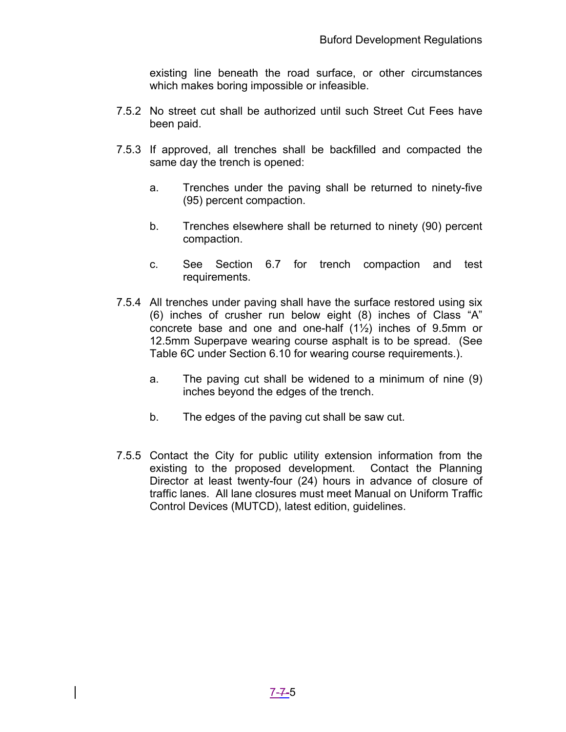existing line beneath the road surface, or other circumstances which makes boring impossible or infeasible.

7.5.2 No street cut shall be authorized until such Street Cut Fees have been paid.

7.5.3 If approved, all trenches shall be backfilled and compacted the same day the trench is opened:

a. Trenches under the paving shall be returned to ninety-five (95) percent compaction.

b. Trenches elsewhere shall be returned to ninety (90) percent compaction.

c. See Section 6.7 for trench compaction and test requirements.

7.5.4 All trenches under paving shall have the surface restored using six (6) inches of crusher run below eight (8) inches of Class "A" concrete base and one and one-half (1½) inches of 9.5mm or 12.5mm Superpave wearing course asphalt is to be spread. (See Table 6C under Section 6.10 for wearing course requirements.).

a. The paving cut shall be widened to a minimum of nine (9) inches beyond the edges of the trench.

b. The edges of the paving cut shall be saw cut.

7.5.5 Contact the City for public utility extension information from the existing to the proposed development. Contact the Planning Director at least twenty-four (24) hours in advance of closure of traffic lanes. All lane closures must meet Manual on Uniform Traffic Control Devices (MUTCD), latest edition, guidelines.